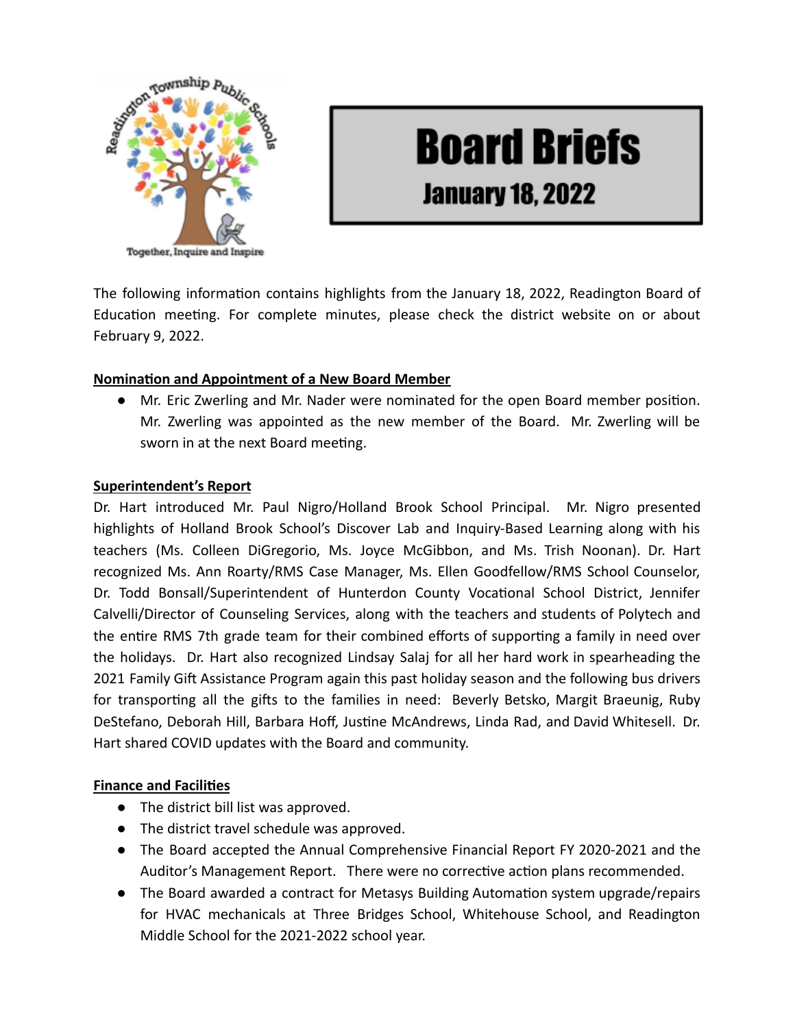# Board Briefs

## January 18, 2022

The following information contains highlights from the January 18, 2022, Readington Board of Education meeting. For complete minutes, please check the district website on or about February 9, 2022.

**Nomination and Appointment of a New Board Member**

- Mr. Eric Zwerling and Mr. Nader were nominated for the open Board member position. Mr. Zwerling was appointed as the new member of the Board. Mr. Zwerling will be sworn in at the next Board meeting.

**Superintendent's Report**

Dr. Hart introduced Mr. Paul Nigro/Holland Brook School Principal. Mr. Nigro presented highlights of Holland Brook School's Discover Lab and Inquiry-Based Learning along with his teachers (Ms. Colleen DiGregorio, Ms. Joyce McGibbon, and Ms. Trish Noonan). Dr. Hart recognized Ms. Ann Roarty/RMS Case Manager, Ms. Ellen Goodfellow/RMS School Counselor, Dr. Todd Bonsall/Superintendent of Hunterdon County Vocational School District, Jennifer Calvelli/Director of Counseling Services, along with the teachers and students of Polytech and the entire RMS 7th grade team for their combined efforts of supporting a family in need over the holidays. Dr. Hart also recognized Lindsay Salaj for all her hard work in spearheading the 2021 Family Gift Assistance Program again this past holiday season and the following bus drivers for transporting all the gifts to the families in need: Beverly Betsko, Margit Braeunig, Ruby DeStefano, Deborah Hill, Barbara Hoff, Justine McAndrews, Linda Rad, and David Whitesell. Dr. Hart shared COVID updates with the Board and community.

**Finance and Facilities**

- The district bill list was approved.
- The district travel schedule was approved.
- The Board accepted the Annual Comprehensive Financial Report FY 2020-2021 and the Auditor's Management Report. There were no corrective action plans recommended.
- The Board awarded a contract for Metasys Building Automation system upgrade/repairs for HVAC mechanicals at Three Bridges School, Whitehouse School, and Readington Middle School for the 2021-2022 school year.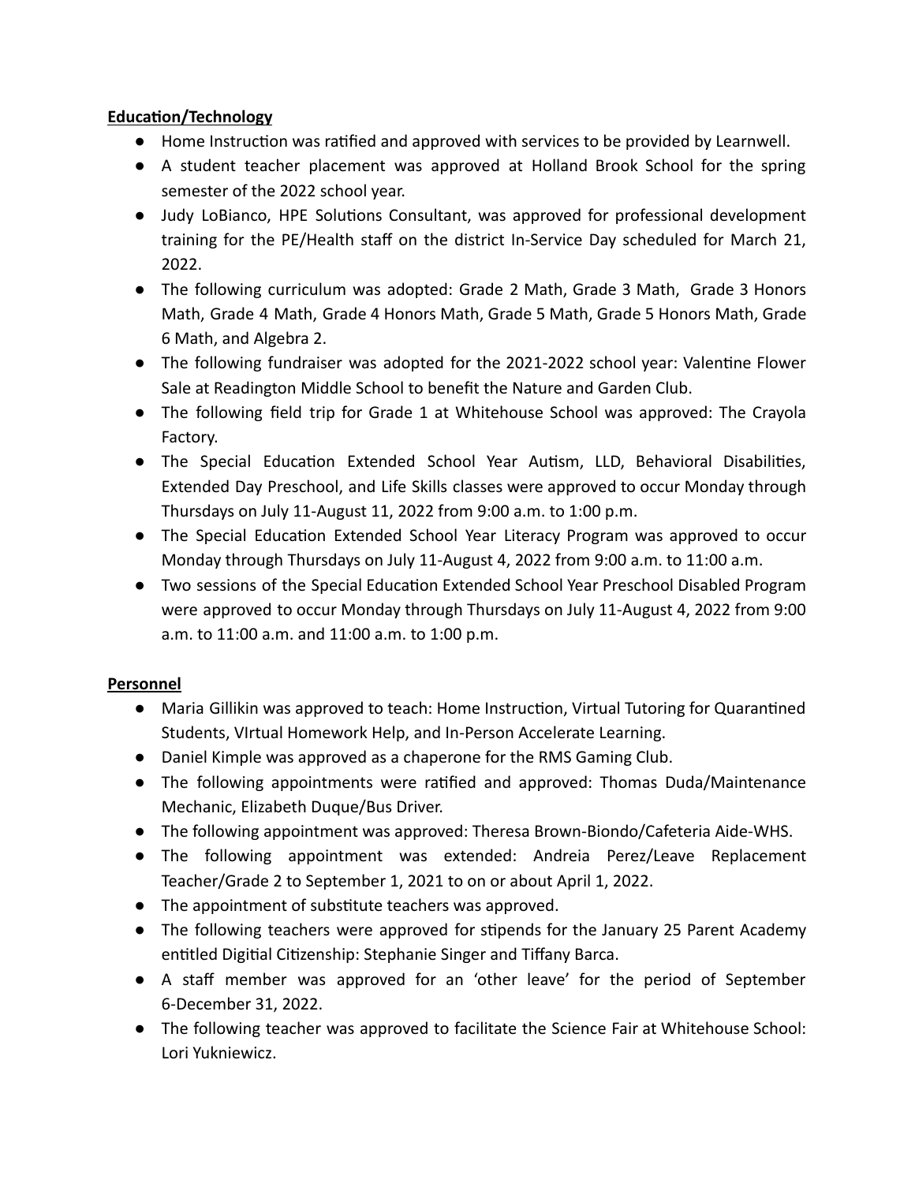**Education/Technology**

- Home Instruction was ratified and approved with services to be provided by Learnwell.
- A student teacher placement was approved at Holland Brook School for the spring semester of the 2022 school year.
- Judy LoBianco, HPE Solutions Consultant, was approved for professional development training for the PE/Health staff on the district In-Service Day scheduled for March 21, 2022.
- The following curriculum was adopted: Grade 2 Math, Grade 3 Math, Grade 3 Honors Math, Grade 4 Math, Grade 4 Honors Math, Grade 5 Math, Grade 5 Honors Math, Grade 6 Math, and Algebra 2.
- The following fundraiser was adopted for the 2021-2022 school year: Valentine Flower Sale at Readington Middle School to benefit the Nature and Garden Club.
- The following field trip for Grade 1 at Whitehouse School was approved: The Crayola Factory.
- The Special Education Extended School Year Autism, LLD, Behavioral Disabilities, Extended Day Preschool, and Life Skills classes were approved to occur Monday through Thursdays on July 11-August 11, 2022 from 9:00 a.m. to 1:00 p.m.
- The Special Education Extended School Year Literacy Program was approved to occur Monday through Thursdays on July 11-August 4, 2022 from 9:00 a.m. to 11:00 a.m.
- Two sessions of the Special Education Extended School Year Preschool Disabled Program were approved to occur Monday through Thursdays on July 11-August 4, 2022 from 9:00 a.m. to 11:00 a.m. and 11:00 a.m. to 1:00 p.m.

**Personnel**

- Maria Gillikin was approved to teach: Home Instruction, Virtual Tutoring for Quarantined Students, VIrtual Homework Help, and In-Person Accelerate Learning.
- Daniel Kimple was approved as a chaperone for the RMS Gaming Club.
- The following appointments were ratified and approved: Thomas Duda/Maintenance Mechanic, Elizabeth Duque/Bus Driver.
- The following appointment was approved: Theresa Brown-Biondo/Cafeteria Aide-WHS.
- The following appointment was extended: Andreia Perez/Leave Replacement Teacher/Grade 2 to September 1, 2021 to on or about April 1, 2022.
- The appointment of substitute teachers was approved.
- The following teachers were approved for stipends for the January 25 Parent Academy entitled Digitial Citizenship: Stephanie Singer and Tiffany Barca.
- A staff member was approved for an 'other leave' for the period of September 6-December 31, 2022.
- The following teacher was approved to facilitate the Science Fair at Whitehouse School: Lori Yukniewicz.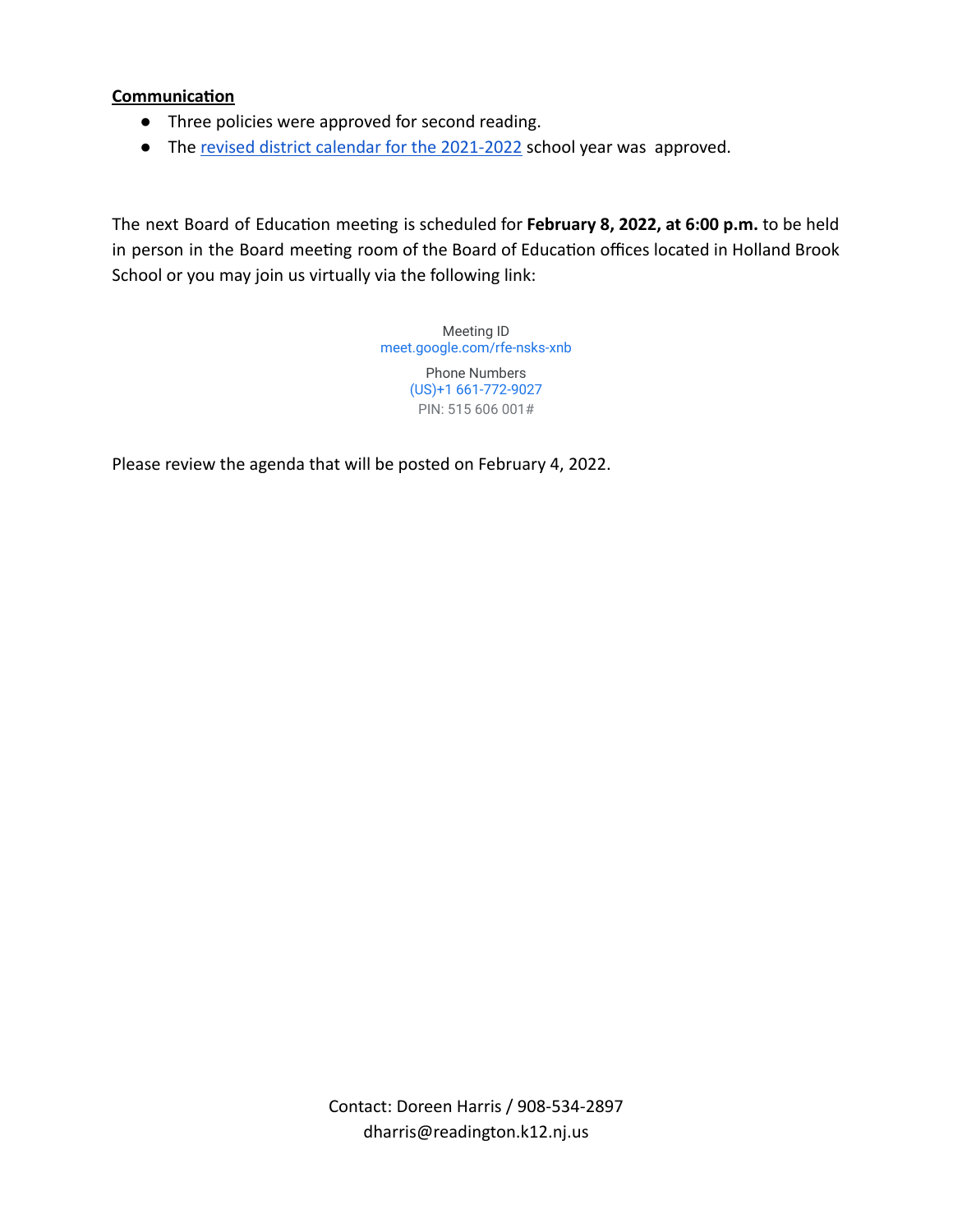**Communication**

- Three policies were approved for second reading.
- The revised district calendar for the 2021-2022 school year was approved.

The next Board of Education meeting is scheduled for **February 8, 2022, at 6:00 p.m.** to be held in person in the Board meeting room of the Board of Education offices located in Holland Brook School or you may join us virtually via the following link:

Meeting ID
meet.google.com/rfe-nsks-xnb

Phone Numbers
(US)+1 661-772-9027
PIN: 515 606 001#

Please review the agenda that will be posted on February 4, 2022.

Contact: Doreen Harris / 908-534-2897
dharris@readington.k12.nj.us